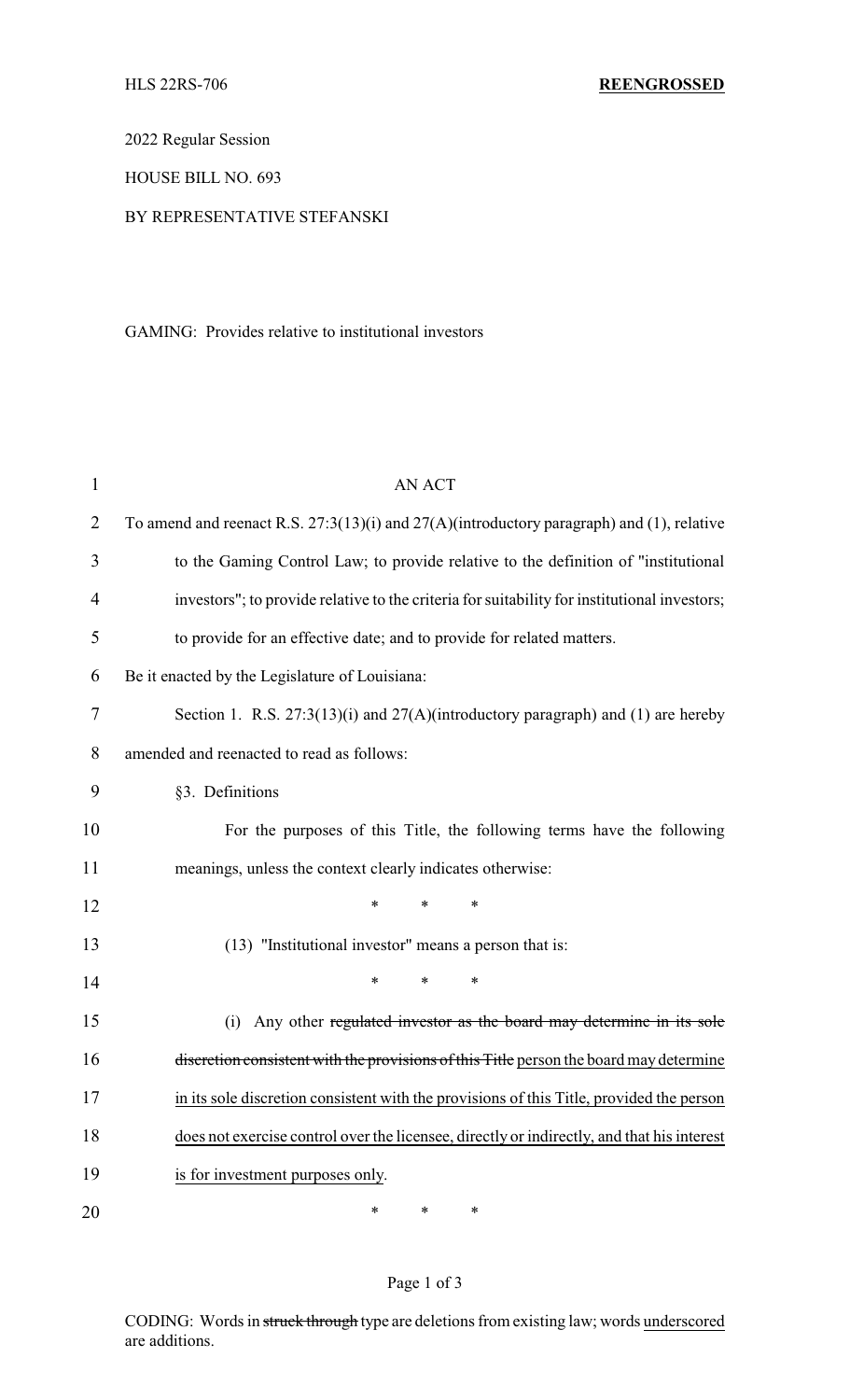HLS 22RS-706 **REENGROSSED**

2022 Regular Session

HOUSE BILL NO. 693

BY REPRESENTATIVE STEFANSKI

GAMING: Provides relative to institutional investors

AN ACT

To amend and reenact R.S. 27:3(13)(i) and 27(A)(introductory paragraph) and (1), relative to the Gaming Control Law; to provide relative to the definition of "institutional investors"; to provide relative to the criteria for suitability for institutional investors; to provide for an effective date; and to provide for related matters.

Be it enacted by the Legislature of Louisiana:

Section 1. R.S. 27:3(13)(i) and 27(A)(introductory paragraph) and (1) are hereby amended and reenacted to read as follows:

§3. Definitions

For the purposes of this Title, the following terms have the following meanings, unless the context clearly indicates otherwise:

\* \* \*

(13) "Institutional investor" means a person that is:

\* \* \*

(i) Any other ~~regulated investor as the board may determine in its sole discretion consistent with the provisions of this Title~~ <u>person the board may determine in its sole discretion consistent with the provisions of this Title, provided the person does not exercise control over the licensee, directly or indirectly, and that his interest is for investment purposes only</u>.

\* \* \*

CODING: Words in ~~struck through~~ type are deletions from existing law; words <u>underscored</u> are additions.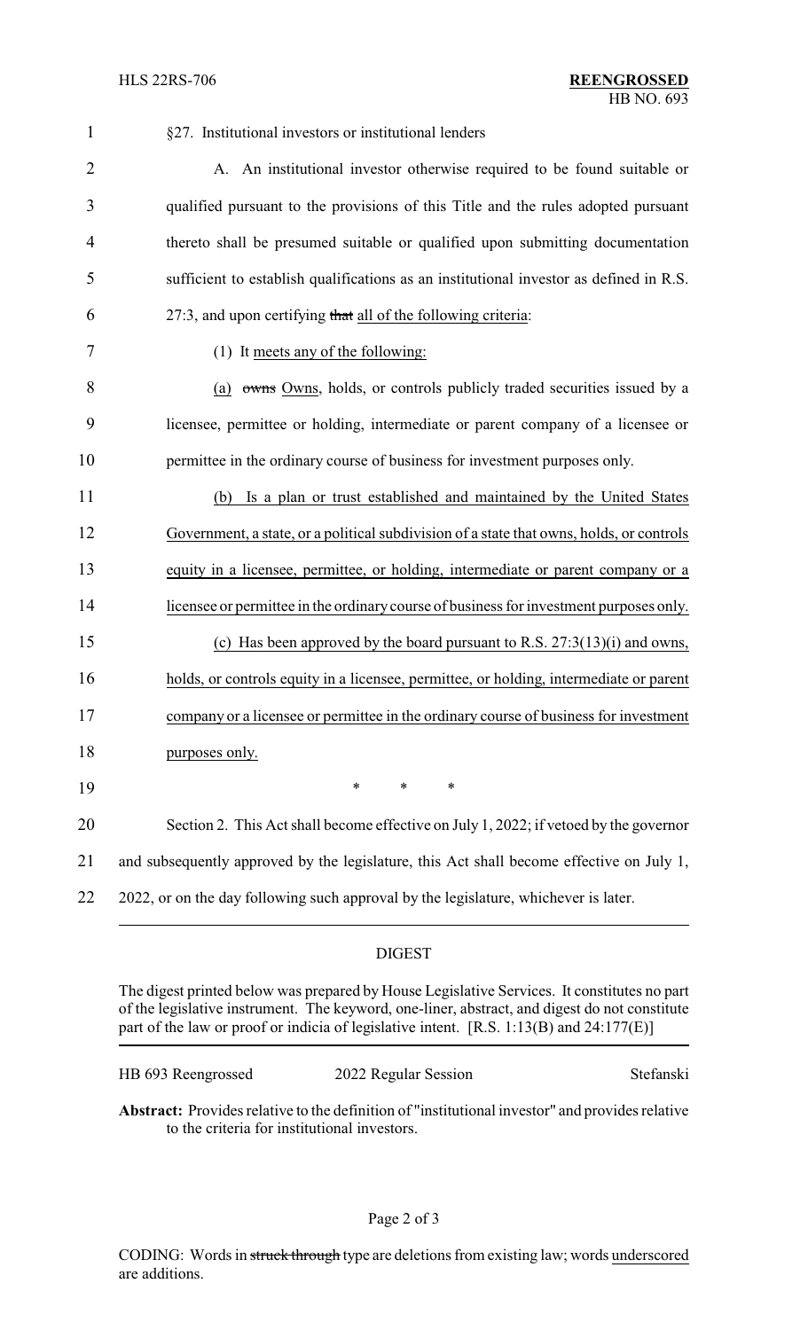§27. Institutional investors or institutional lenders

A. An institutional investor otherwise required to be found suitable or qualified pursuant to the provisions of this Title and the rules adopted pursuant thereto shall be presumed suitable or qualified upon submitting documentation sufficient to establish qualifications as an institutional investor as defined in R.S. 27:3, and upon certifying ~~that~~ all of the following criteria:

(1) It meets any of the following:

(a) ~~owns~~ Owns, holds, or controls publicly traded securities issued by a licensee, permittee or holding, intermediate or parent company of a licensee or permittee in the ordinary course of business for investment purposes only.

(b) Is a plan or trust established and maintained by the United States Government, a state, or a political subdivision of a state that owns, holds, or controls equity in a licensee, permittee, or holding, intermediate or parent company or a licensee or permittee in the ordinary course of business for investment purposes only.

(c) Has been approved by the board pursuant to R.S. 27:3(13)(i) and owns, holds, or controls equity in a licensee, permittee, or holding, intermediate or parent company or a licensee or permittee in the ordinary course of business for investment purposes only.

\* \* \*

Section 2. This Act shall become effective on July 1, 2022; if vetoed by the governor and subsequently approved by the legislature, this Act shall become effective on July 1, 2022, or on the day following such approval by the legislature, whichever is later.

## DIGEST

The digest printed below was prepared by House Legislative Services. It constitutes no part of the legislative instrument. The keyword, one-liner, abstract, and digest do not constitute part of the law or proof or indicia of legislative intent. [R.S. 1:13(B) and 24:177(E)]

HB 693 Reengrossed | 2022 Regular Session | Stefanski

**Abstract:** Provides relative to the definition of "institutional investor" and provides relative to the criteria for institutional investors.

CODING: Words in ~~struck through~~ type are deletions from existing law; words underscored are additions.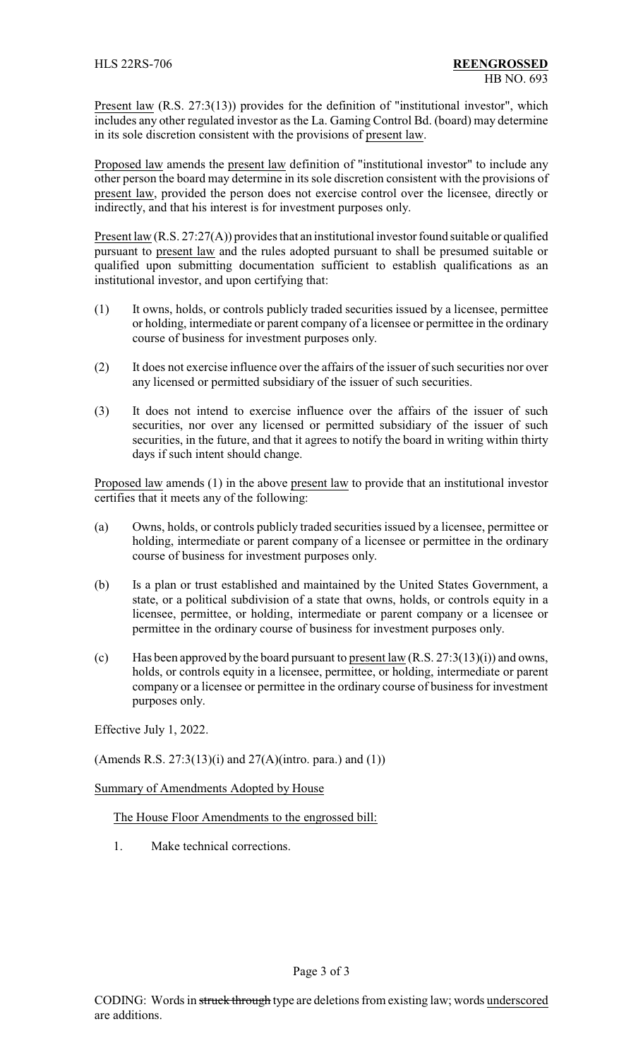Present law (R.S. 27:3(13)) provides for the definition of "institutional investor", which includes any other regulated investor as the La. Gaming Control Bd. (board) may determine in its sole discretion consistent with the provisions of present law.

Proposed law amends the present law definition of "institutional investor" to include any other person the board may determine in its sole discretion consistent with the provisions of present law, provided the person does not exercise control over the licensee, directly or indirectly, and that his interest is for investment purposes only.

Present law (R.S. 27:27(A)) provides that an institutional investor found suitable or qualified pursuant to present law and the rules adopted pursuant to shall be presumed suitable or qualified upon submitting documentation sufficient to establish qualifications as an institutional investor, and upon certifying that:

(1) It owns, holds, or controls publicly traded securities issued by a licensee, permittee or holding, intermediate or parent company of a licensee or permittee in the ordinary course of business for investment purposes only.

(2) It does not exercise influence over the affairs of the issuer of such securities nor over any licensed or permitted subsidiary of the issuer of such securities.

(3) It does not intend to exercise influence over the affairs of the issuer of such securities, nor over any licensed or permitted subsidiary of the issuer of such securities, in the future, and that it agrees to notify the board in writing within thirty days if such intent should change.

Proposed law amends (1) in the above present law to provide that an institutional investor certifies that it meets any of the following:

(a) Owns, holds, or controls publicly traded securities issued by a licensee, permittee or holding, intermediate or parent company of a licensee or permittee in the ordinary course of business for investment purposes only.

(b) Is a plan or trust established and maintained by the United States Government, a state, or a political subdivision of a state that owns, holds, or controls equity in a licensee, permittee, or holding, intermediate or parent company or a licensee or permittee in the ordinary course of business for investment purposes only.

(c) Has been approved by the board pursuant to present law (R.S. 27:3(13)(i)) and owns, holds, or controls equity in a licensee, permittee, or holding, intermediate or parent company or a licensee or permittee in the ordinary course of business for investment purposes only.

Effective July 1, 2022.

(Amends R.S. 27:3(13)(i) and 27(A)(intro. para.) and (1))

Summary of Amendments Adopted by House

The House Floor Amendments to the engrossed bill:

1. Make technical corrections.

CODING: Words in ~~struck through~~ type are deletions from existing law; words underscored are additions.